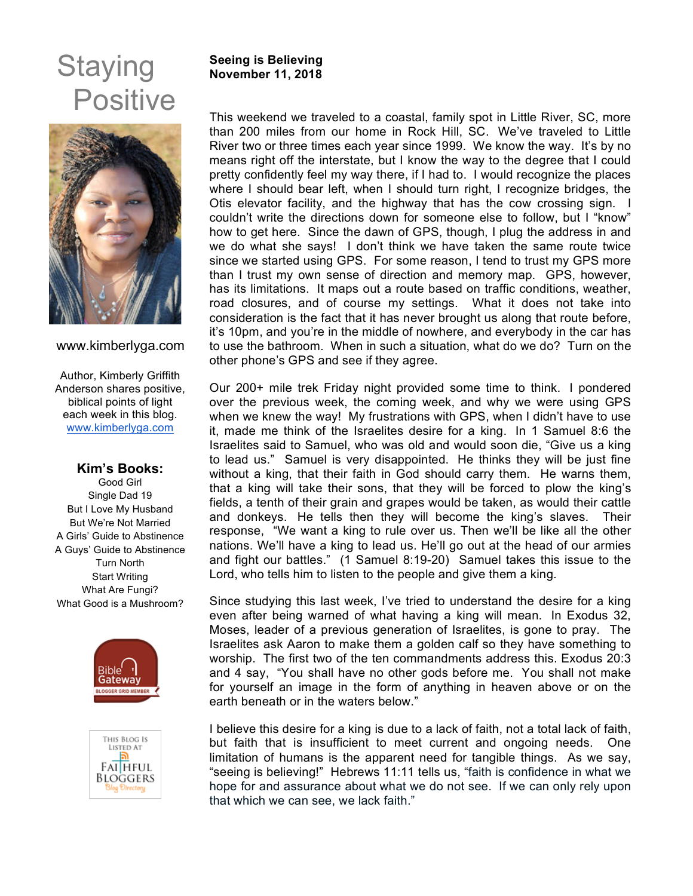# Staying Positive

www.kimberlyga.com

Author, Kimberly Griffith Anderson shares positive, biblical points of light each week in this blog.
www.kimberlyga.com

### Kim's Books:

Good Girl
Single Dad 19
But I Love My Husband
But We're Not Married
A Girls' Guide to Abstinence
A Guys' Guide to Abstinence
Turn North
Start Writing
What Are Fungi?
What Good is a Mushroom?

Bible Gateway
BLOGGER GRID MEMBER

This Blog Is Listed At
FAITHFUL BLOGGERS
Blog Directory

**Seeing is Believing**
**November 11, 2018**

This weekend we traveled to a coastal, family spot in Little River, SC, more than 200 miles from our home in Rock Hill, SC. We've traveled to Little River two or three times each year since 1999. We know the way. It's by no means right off the interstate, but I know the way to the degree that I could pretty confidently feel my way there, if I had to. I would recognize the places where I should bear left, when I should turn right, I recognize bridges, the Otis elevator facility, and the highway that has the cow crossing sign. I couldn't write the directions down for someone else to follow, but I "know" how to get here. Since the dawn of GPS, though, I plug the address in and we do what she says! I don't think we have taken the same route twice since we started using GPS. For some reason, I tend to trust my GPS more than I trust my own sense of direction and memory map. GPS, however, has its limitations. It maps out a route based on traffic conditions, weather, road closures, and of course my settings. What it does not take into consideration is the fact that it has never brought us along that route before, it's 10pm, and you're in the middle of nowhere, and everybody in the car has to use the bathroom. When in such a situation, what do we do? Turn on the other phone's GPS and see if they agree.

Our 200+ mile trek Friday night provided some time to think. I pondered over the previous week, the coming week, and why we were using GPS when we knew the way! My frustrations with GPS, when I didn't have to use it, made me think of the Israelites desire for a king. In 1 Samuel 8:6 the Israelites said to Samuel, who was old and would soon die, "Give us a king to lead us." Samuel is very disappointed. He thinks they will be just fine without a king, that their faith in God should carry them. He warns them, that a king will take their sons, that they will be forced to plow the king's fields, a tenth of their grain and grapes would be taken, as would their cattle and donkeys. He tells then they will become the king's slaves. Their response, "We want a king to rule over us. Then we'll be like all the other nations. We'll have a king to lead us. He'll go out at the head of our armies and fight our battles." (1 Samuel 8:19-20) Samuel takes this issue to the Lord, who tells him to listen to the people and give them a king.

Since studying this last week, I've tried to understand the desire for a king even after being warned of what having a king will mean. In Exodus 32, Moses, leader of a previous generation of Israelites, is gone to pray. The Israelites ask Aaron to make them a golden calf so they have something to worship. The first two of the ten commandments address this. Exodus 20:3 and 4 say, "You shall have no other gods before me. You shall not make for yourself an image in the form of anything in heaven above or on the earth beneath or in the waters below."

I believe this desire for a king is due to a lack of faith, not a total lack of faith, but faith that is insufficient to meet current and ongoing needs. One limitation of humans is the apparent need for tangible things. As we say, "seeing is believing!" Hebrews 11:11 tells us, "faith is confidence in what we hope for and assurance about what we do not see. If we can only rely upon that which we can see, we lack faith."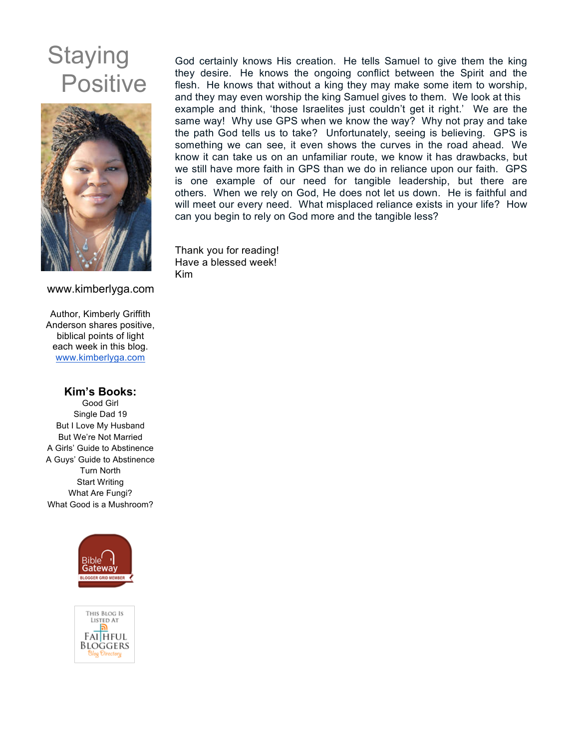# Staying Positive

www.kimberlyga.com

Author, Kimberly Griffith Anderson shares positive, biblical points of light each week in this blog.
www.kimberlyga.com

**Kim's Books:**
Good Girl
Single Dad 19
But I Love My Husband
But We're Not Married
A Girls' Guide to Abstinence
A Guys' Guide to Abstinence
Turn North
Start Writing
What Are Fungi?
What Good is a Mushroom?

God certainly knows His creation. He tells Samuel to give them the king they desire. He knows the ongoing conflict between the Spirit and the flesh. He knows that without a king they may make some item to worship, and they may even worship the king Samuel gives to them. We look at this example and think, 'those Israelites just couldn't get it right.' We are the same way! Why use GPS when we know the way? Why not pray and take the path God tells us to take? Unfortunately, seeing is believing. GPS is something we can see, it even shows the curves in the road ahead. We know it can take us on an unfamiliar route, we know it has drawbacks, but we still have more faith in GPS than we do in reliance upon our faith. GPS is one example of our need for tangible leadership, but there are others. When we rely on God, He does not let us down. He is faithful and will meet our every need. What misplaced reliance exists in your life? How can you begin to rely on God more and the tangible less?

Thank you for reading!
Have a blessed week!
Kim